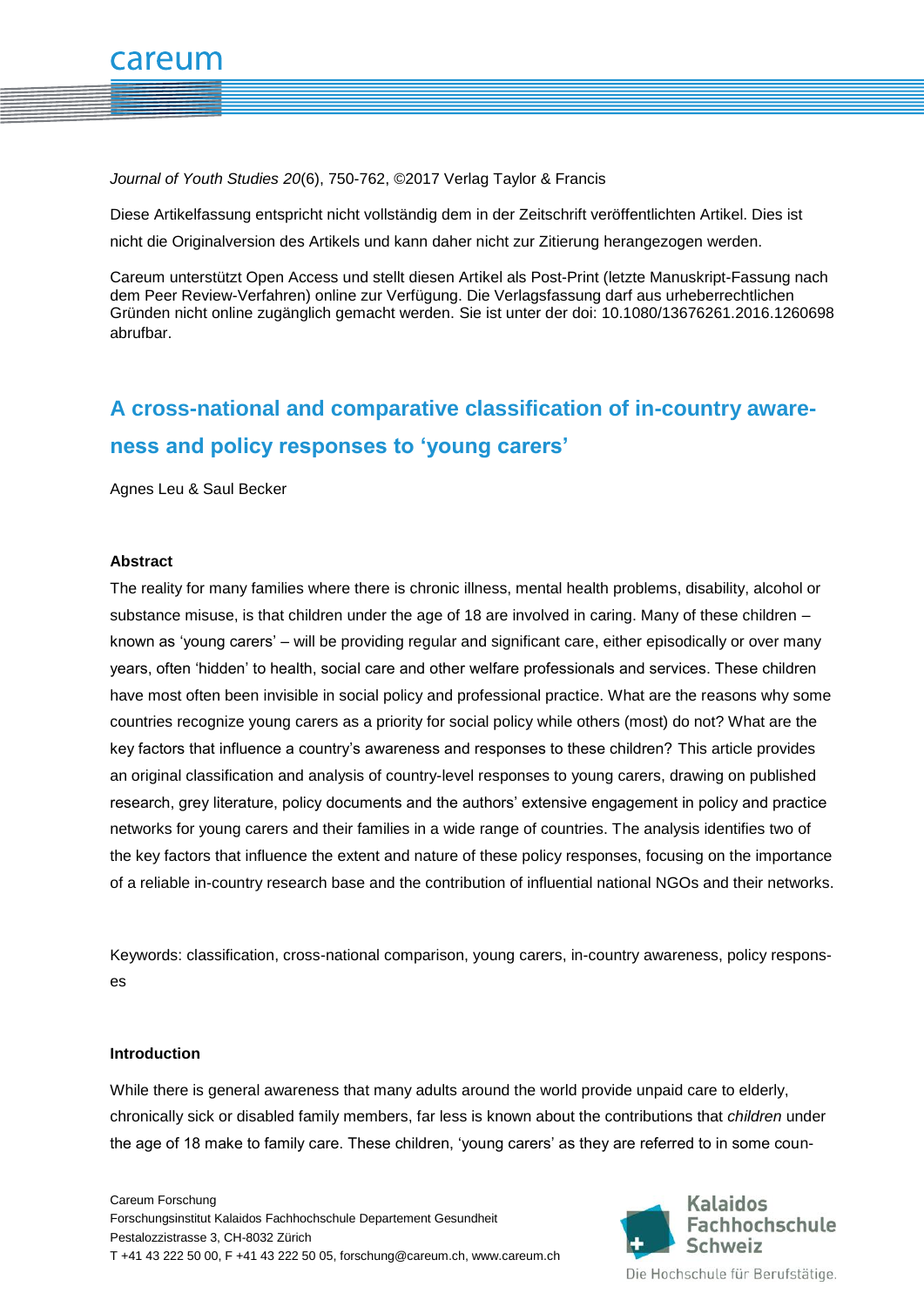*Journal of Youth Studies 20*(6), 750-762, ©2017 Verlag Taylor & Francis

Diese Artikelfassung entspricht nicht vollständig dem in der Zeitschrift veröffentlichten Artikel. Dies ist nicht die Originalversion des Artikels und kann daher nicht zur Zitierung herangezogen werden.

Careum unterstützt Open Access und stellt diesen Artikel als Post-Print (letzte Manuskript-Fassung nach dem Peer Review-Verfahren) online zur Verfügung. Die Verlagsfassung darf aus urheberrechtlichen Gründen nicht online zugänglich gemacht werden. Sie ist unter der doi: 10.1080/13676261.2016.1260698 abrufbar.

# A cross-national and comparative classification of in-country awareness and policy responses to 'young carers'

Agnes Leu & Saul Becker

**Abstract**

The reality for many families where there is chronic illness, mental health problems, disability, alcohol or substance misuse, is that children under the age of 18 are involved in caring. Many of these children – known as 'young carers' – will be providing regular and significant care, either episodically or over many years, often 'hidden' to health, social care and other welfare professionals and services. These children have most often been invisible in social policy and professional practice. What are the reasons why some countries recognize young carers as a priority for social policy while others (most) do not? What are the key factors that influence a country's awareness and responses to these children? This article provides an original classification and analysis of country-level responses to young carers, drawing on published research, grey literature, policy documents and the authors' extensive engagement in policy and practice networks for young carers and their families in a wide range of countries. The analysis identifies two of the key factors that influence the extent and nature of these policy responses, focusing on the importance of a reliable in-country research base and the contribution of influential national NGOs and their networks.

Keywords: classification, cross-national comparison, young carers, in-country awareness, policy responses

**Introduction**

While there is general awareness that many adults around the world provide unpaid care to elderly, chronically sick or disabled family members, far less is known about the contributions that *children* under the age of 18 make to family care. These children, 'young carers' as they are referred to in some coun-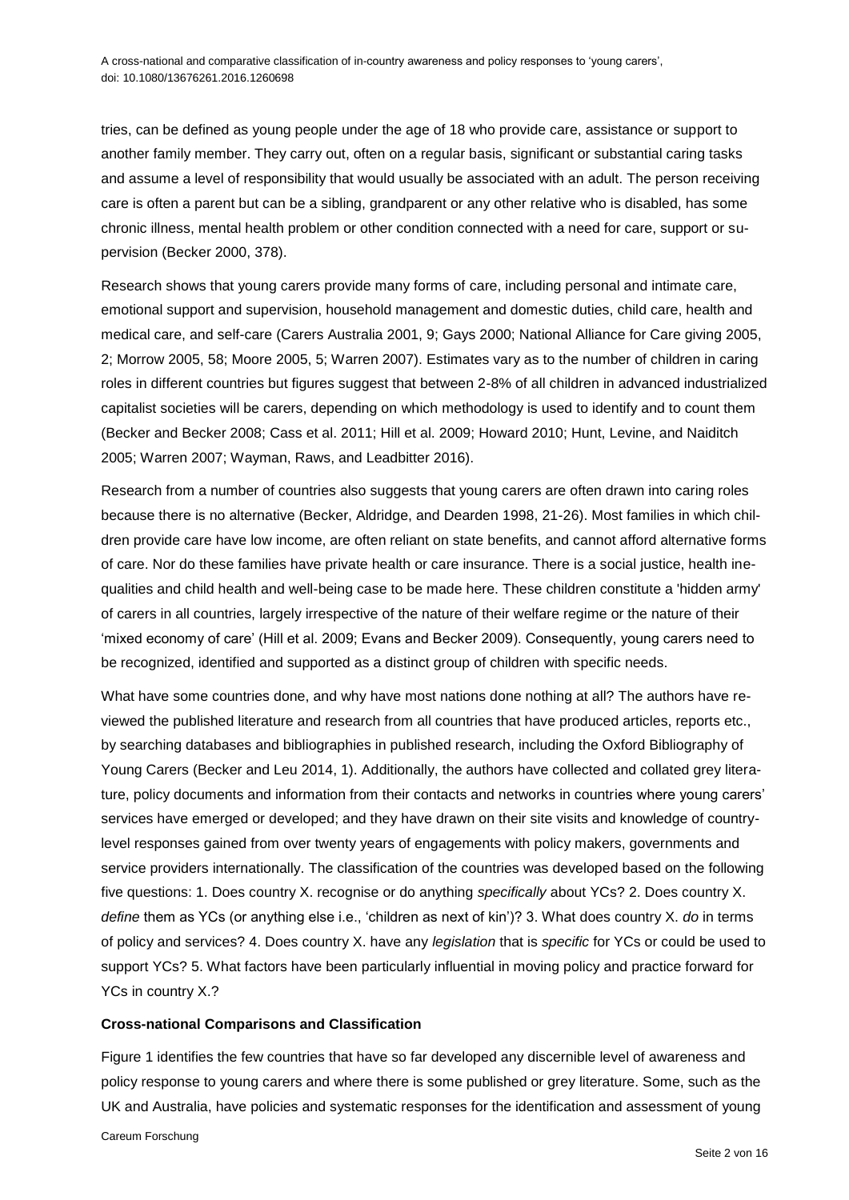tries, can be defined as young people under the age of 18 who provide care, assistance or support to another family member. They carry out, often on a regular basis, significant or substantial caring tasks and assume a level of responsibility that would usually be associated with an adult. The person receiving care is often a parent but can be a sibling, grandparent or any other relative who is disabled, has some chronic illness, mental health problem or other condition connected with a need for care, support or supervision (Becker 2000, 378).

Research shows that young carers provide many forms of care, including personal and intimate care, emotional support and supervision, household management and domestic duties, child care, health and medical care, and self-care (Carers Australia 2001, 9; Gays 2000; National Alliance for Care giving 2005, 2; Morrow 2005, 58; Moore 2005, 5; Warren 2007). Estimates vary as to the number of children in caring roles in different countries but figures suggest that between 2-8% of all children in advanced industrialized capitalist societies will be carers, depending on which methodology is used to identify and to count them (Becker and Becker 2008; Cass et al. 2011; Hill et al. 2009; Howard 2010; Hunt, Levine, and Naiditch 2005; Warren 2007; Wayman, Raws, and Leadbitter 2016).

Research from a number of countries also suggests that young carers are often drawn into caring roles because there is no alternative (Becker, Aldridge, and Dearden 1998, 21-26). Most families in which children provide care have low income, are often reliant on state benefits, and cannot afford alternative forms of care. Nor do these families have private health or care insurance. There is a social justice, health inequalities and child health and well-being case to be made here. These children constitute a 'hidden army' of carers in all countries, largely irrespective of the nature of their welfare regime or the nature of their 'mixed economy of care' (Hill et al. 2009; Evans and Becker 2009). Consequently, young carers need to be recognized, identified and supported as a distinct group of children with specific needs.

What have some countries done, and why have most nations done nothing at all? The authors have reviewed the published literature and research from all countries that have produced articles, reports etc., by searching databases and bibliographies in published research, including the Oxford Bibliography of Young Carers (Becker and Leu 2014, 1). Additionally, the authors have collected and collated grey literature, policy documents and information from their contacts and networks in countries where young carers' services have emerged or developed; and they have drawn on their site visits and knowledge of country-level responses gained from over twenty years of engagements with policy makers, governments and service providers internationally. The classification of the countries was developed based on the following five questions: 1. Does country X. recognise or do anything *specifically* about YCs? 2. Does country X. *define* them as YCs (or anything else i.e., 'children as next of kin')? 3. What does country X. *do* in terms of policy and services? 4. Does country X. have any *legislation* that is *specific* for YCs or could be used to support YCs? 5. What factors have been particularly influential in moving policy and practice forward for YCs in country X.?

**Cross-national Comparisons and Classification**

Figure 1 identifies the few countries that have so far developed any discernible level of awareness and policy response to young carers and where there is some published or grey literature. Some, such as the UK and Australia, have policies and systematic responses for the identification and assessment of young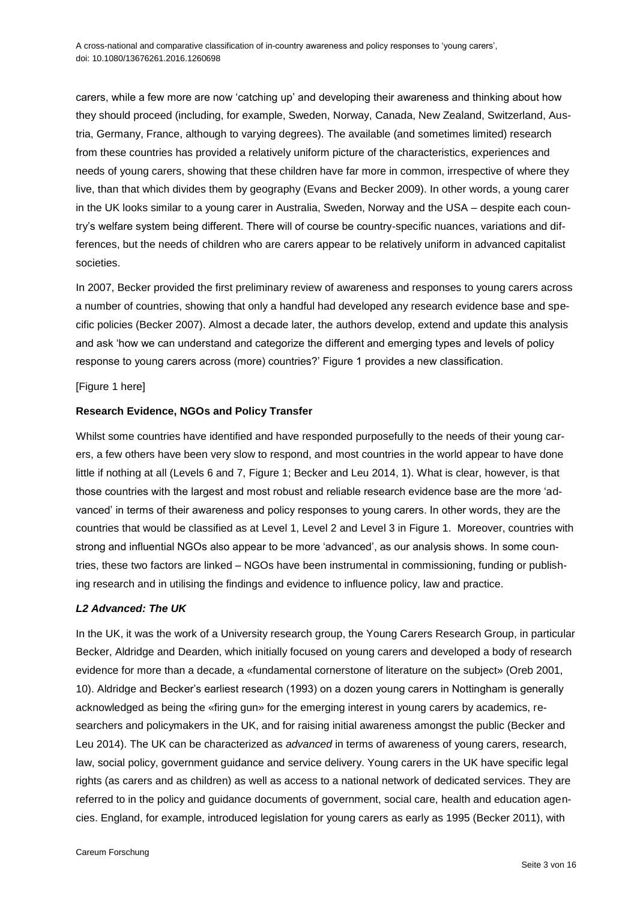carers, while a few more are now 'catching up' and developing their awareness and thinking about how they should proceed (including, for example, Sweden, Norway, Canada, New Zealand, Switzerland, Austria, Germany, France, although to varying degrees). The available (and sometimes limited) research from these countries has provided a relatively uniform picture of the characteristics, experiences and needs of young carers, showing that these children have far more in common, irrespective of where they live, than that which divides them by geography (Evans and Becker 2009). In other words, a young carer in the UK looks similar to a young carer in Australia, Sweden, Norway and the USA – despite each country's welfare system being different. There will of course be country-specific nuances, variations and differences, but the needs of children who are carers appear to be relatively uniform in advanced capitalist societies.

In 2007, Becker provided the first preliminary review of awareness and responses to young carers across a number of countries, showing that only a handful had developed any research evidence base and specific policies (Becker 2007). Almost a decade later, the authors develop, extend and update this analysis and ask 'how we can understand and categorize the different and emerging types and levels of policy response to young carers across (more) countries?' Figure 1 provides a new classification.

[Figure 1 here]

**Research Evidence, NGOs and Policy Transfer**

Whilst some countries have identified and have responded purposefully to the needs of their young carers, a few others have been very slow to respond, and most countries in the world appear to have done little if nothing at all (Levels 6 and 7, Figure 1; Becker and Leu 2014, 1). What is clear, however, is that those countries with the largest and most robust and reliable research evidence base are the more 'advanced' in terms of their awareness and policy responses to young carers. In other words, they are the countries that would be classified as at Level 1, Level 2 and Level 3 in Figure 1. Moreover, countries with strong and influential NGOs also appear to be more 'advanced', as our analysis shows. In some countries, these two factors are linked – NGOs have been instrumental in commissioning, funding or publishing research and in utilising the findings and evidence to influence policy, law and practice.

***L2 Advanced: The UK***

In the UK, it was the work of a University research group, the Young Carers Research Group, in particular Becker, Aldridge and Dearden, which initially focused on young carers and developed a body of research evidence for more than a decade, a «fundamental cornerstone of literature on the subject» (Oreb 2001, 10). Aldridge and Becker's earliest research (1993) on a dozen young carers in Nottingham is generally acknowledged as being the «firing gun» for the emerging interest in young carers by academics, researchers and policymakers in the UK, and for raising initial awareness amongst the public (Becker and Leu 2014). The UK can be characterized as *advanced* in terms of awareness of young carers, research, law, social policy, government guidance and service delivery. Young carers in the UK have specific legal rights (as carers and as children) as well as access to a national network of dedicated services. They are referred to in the policy and guidance documents of government, social care, health and education agencies. England, for example, introduced legislation for young carers as early as 1995 (Becker 2011), with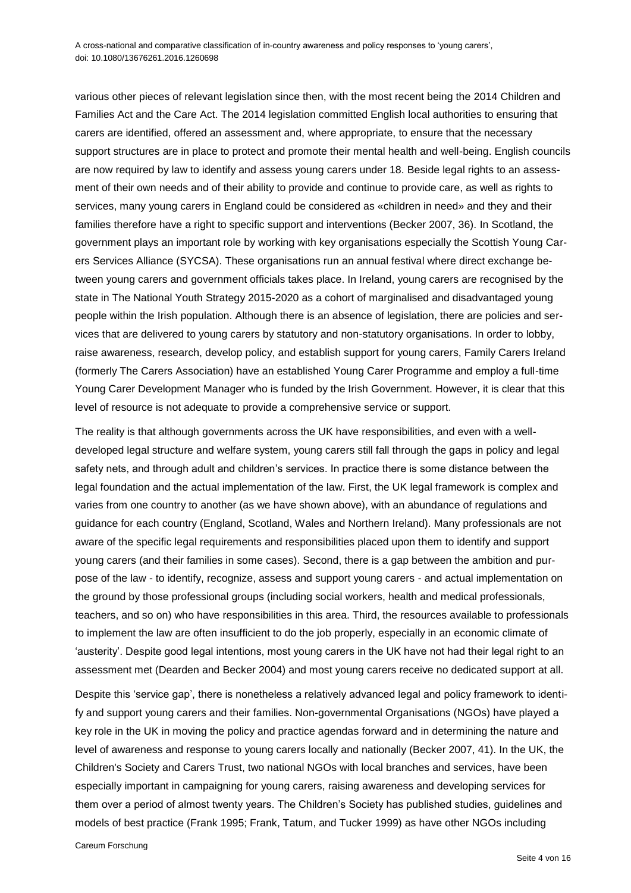various other pieces of relevant legislation since then, with the most recent being the 2014 Children and Families Act and the Care Act. The 2014 legislation committed English local authorities to ensuring that carers are identified, offered an assessment and, where appropriate, to ensure that the necessary support structures are in place to protect and promote their mental health and well-being. English councils are now required by law to identify and assess young carers under 18. Beside legal rights to an assessment of their own needs and of their ability to provide and continue to provide care, as well as rights to services, many young carers in England could be considered as «children in need» and they and their families therefore have a right to specific support and interventions (Becker 2007, 36). In Scotland, the government plays an important role by working with key organisations especially the Scottish Young Carers Services Alliance (SYCSA). These organisations run an annual festival where direct exchange between young carers and government officials takes place. In Ireland, young carers are recognised by the state in The National Youth Strategy 2015-2020 as a cohort of marginalised and disadvantaged young people within the Irish population. Although there is an absence of legislation, there are policies and services that are delivered to young carers by statutory and non-statutory organisations. In order to lobby, raise awareness, research, develop policy, and establish support for young carers, Family Carers Ireland (formerly The Carers Association) have an established Young Carer Programme and employ a full-time Young Carer Development Manager who is funded by the Irish Government. However, it is clear that this level of resource is not adequate to provide a comprehensive service or support.

The reality is that although governments across the UK have responsibilities, and even with a well-developed legal structure and welfare system, young carers still fall through the gaps in policy and legal safety nets, and through adult and children's services. In practice there is some distance between the legal foundation and the actual implementation of the law. First, the UK legal framework is complex and varies from one country to another (as we have shown above), with an abundance of regulations and guidance for each country (England, Scotland, Wales and Northern Ireland). Many professionals are not aware of the specific legal requirements and responsibilities placed upon them to identify and support young carers (and their families in some cases). Second, there is a gap between the ambition and purpose of the law - to identify, recognize, assess and support young carers - and actual implementation on the ground by those professional groups (including social workers, health and medical professionals, teachers, and so on) who have responsibilities in this area. Third, the resources available to professionals to implement the law are often insufficient to do the job properly, especially in an economic climate of 'austerity'. Despite good legal intentions, most young carers in the UK have not had their legal right to an assessment met (Dearden and Becker 2004) and most young carers receive no dedicated support at all.

Despite this 'service gap', there is nonetheless a relatively advanced legal and policy framework to identify and support young carers and their families. Non-governmental Organisations (NGOs) have played a key role in the UK in moving the policy and practice agendas forward and in determining the nature and level of awareness and response to young carers locally and nationally (Becker 2007, 41). In the UK, the Children's Society and Carers Trust, two national NGOs with local branches and services, have been especially important in campaigning for young carers, raising awareness and developing services for them over a period of almost twenty years. The Children's Society has published studies, guidelines and models of best practice (Frank 1995; Frank, Tatum, and Tucker 1999) as have other NGOs including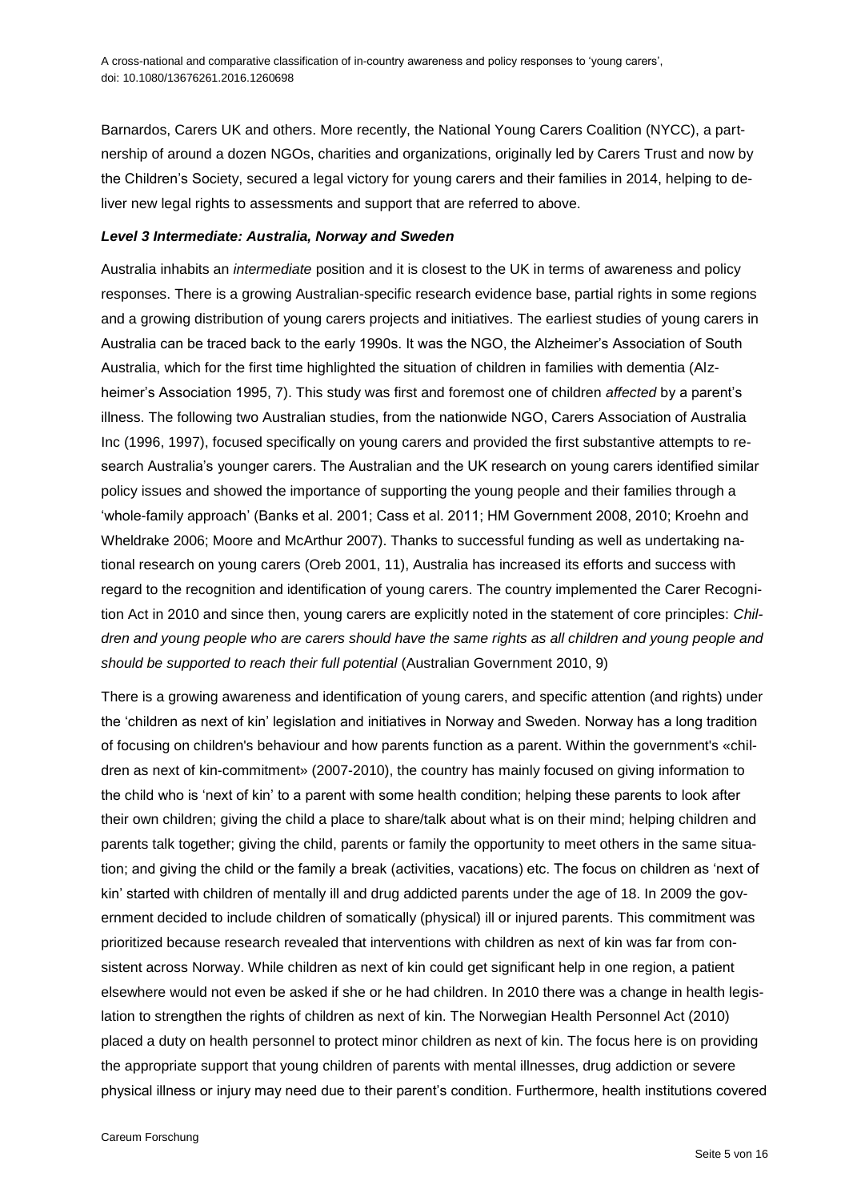Barnardos, Carers UK and others. More recently, the National Young Carers Coalition (NYCC), a partnership of around a dozen NGOs, charities and organizations, originally led by Carers Trust and now by the Children's Society, secured a legal victory for young carers and their families in 2014, helping to deliver new legal rights to assessments and support that are referred to above.

### *Level 3 Intermediate: Australia, Norway and Sweden*

Australia inhabits an *intermediate* position and it is closest to the UK in terms of awareness and policy responses. There is a growing Australian-specific research evidence base, partial rights in some regions and a growing distribution of young carers projects and initiatives. The earliest studies of young carers in Australia can be traced back to the early 1990s. It was the NGO, the Alzheimer's Association of South Australia, which for the first time highlighted the situation of children in families with dementia (Alzheimer's Association 1995, 7). This study was first and foremost one of children *affected* by a parent's illness. The following two Australian studies, from the nationwide NGO, Carers Association of Australia Inc (1996, 1997), focused specifically on young carers and provided the first substantive attempts to research Australia's younger carers. The Australian and the UK research on young carers identified similar policy issues and showed the importance of supporting the young people and their families through a 'whole-family approach' (Banks et al. 2001; Cass et al. 2011; HM Government 2008, 2010; Kroehn and Wheldrake 2006; Moore and McArthur 2007). Thanks to successful funding as well as undertaking national research on young carers (Oreb 2001, 11), Australia has increased its efforts and success with regard to the recognition and identification of young carers. The country implemented the Carer Recognition Act in 2010 and since then, young carers are explicitly noted in the statement of core principles: *Children and young people who are carers should have the same rights as all children and young people and should be supported to reach their full potential* (Australian Government 2010, 9)

There is a growing awareness and identification of young carers, and specific attention (and rights) under the 'children as next of kin' legislation and initiatives in Norway and Sweden. Norway has a long tradition of focusing on children's behaviour and how parents function as a parent. Within the government's «children as next of kin-commitment» (2007-2010), the country has mainly focused on giving information to the child who is 'next of kin' to a parent with some health condition; helping these parents to look after their own children; giving the child a place to share/talk about what is on their mind; helping children and parents talk together; giving the child, parents or family the opportunity to meet others in the same situation; and giving the child or the family a break (activities, vacations) etc. The focus on children as 'next of kin' started with children of mentally ill and drug addicted parents under the age of 18. In 2009 the government decided to include children of somatically (physical) ill or injured parents. This commitment was prioritized because research revealed that interventions with children as next of kin was far from consistent across Norway. While children as next of kin could get significant help in one region, a patient elsewhere would not even be asked if she or he had children. In 2010 there was a change in health legislation to strengthen the rights of children as next of kin. The Norwegian Health Personnel Act (2010) placed a duty on health personnel to protect minor children as next of kin. The focus here is on providing the appropriate support that young children of parents with mental illnesses, drug addiction or severe physical illness or injury may need due to their parent's condition. Furthermore, health institutions covered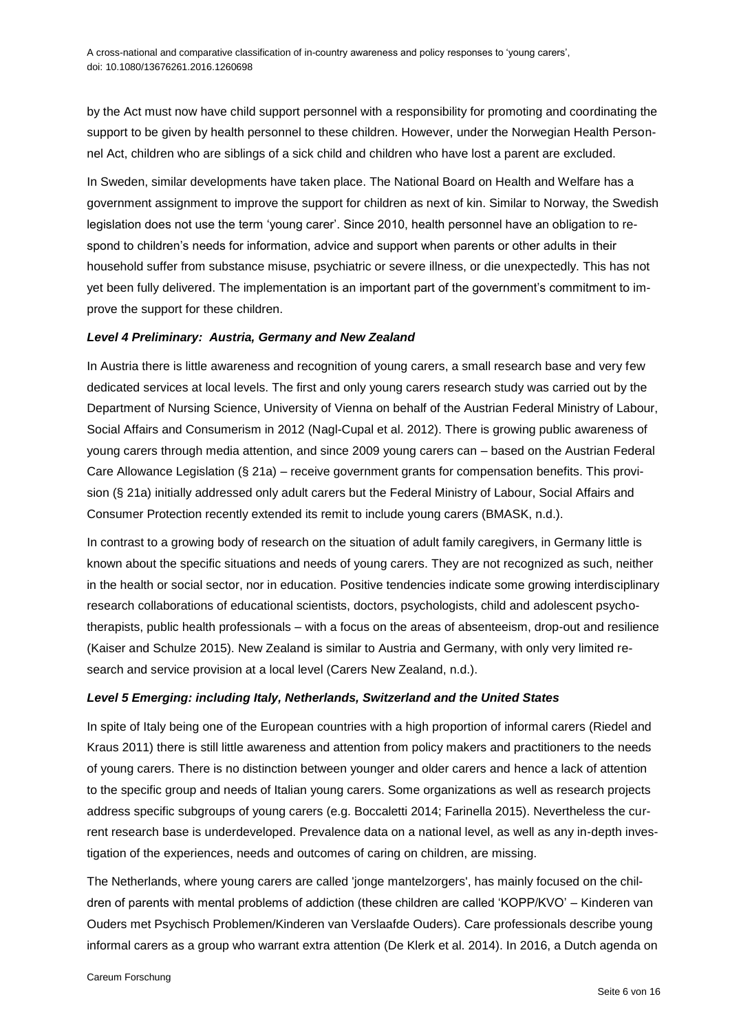by the Act must now have child support personnel with a responsibility for promoting and coordinating the support to be given by health personnel to these children. However, under the Norwegian Health Personnel Act, children who are siblings of a sick child and children who have lost a parent are excluded.

In Sweden, similar developments have taken place. The National Board on Health and Welfare has a government assignment to improve the support for children as next of kin. Similar to Norway, the Swedish legislation does not use the term 'young carer'. Since 2010, health personnel have an obligation to respond to children's needs for information, advice and support when parents or other adults in their household suffer from substance misuse, psychiatric or severe illness, or die unexpectedly. This has not yet been fully delivered. The implementation is an important part of the government's commitment to improve the support for these children.

### *Level 4 Preliminary: Austria, Germany and New Zealand*

In Austria there is little awareness and recognition of young carers, a small research base and very few dedicated services at local levels. The first and only young carers research study was carried out by the Department of Nursing Science, University of Vienna on behalf of the Austrian Federal Ministry of Labour, Social Affairs and Consumerism in 2012 (Nagl-Cupal et al. 2012). There is growing public awareness of young carers through media attention, and since 2009 young carers can – based on the Austrian Federal Care Allowance Legislation (§ 21a) – receive government grants for compensation benefits. This provision (§ 21a) initially addressed only adult carers but the Federal Ministry of Labour, Social Affairs and Consumer Protection recently extended its remit to include young carers (BMASK, n.d.).

In contrast to a growing body of research on the situation of adult family caregivers, in Germany little is known about the specific situations and needs of young carers. They are not recognized as such, neither in the health or social sector, nor in education. Positive tendencies indicate some growing interdisciplinary research collaborations of educational scientists, doctors, psychologists, child and adolescent psychotherapists, public health professionals – with a focus on the areas of absenteeism, drop-out and resilience (Kaiser and Schulze 2015). New Zealand is similar to Austria and Germany, with only very limited research and service provision at a local level (Carers New Zealand, n.d.).

### *Level 5 Emerging: including Italy, Netherlands, Switzerland and the United States*

In spite of Italy being one of the European countries with a high proportion of informal carers (Riedel and Kraus 2011) there is still little awareness and attention from policy makers and practitioners to the needs of young carers. There is no distinction between younger and older carers and hence a lack of attention to the specific group and needs of Italian young carers. Some organizations as well as research projects address specific subgroups of young carers (e.g. Boccaletti 2014; Farinella 2015). Nevertheless the current research base is underdeveloped. Prevalence data on a national level, as well as any in-depth investigation of the experiences, needs and outcomes of caring on children, are missing.

The Netherlands, where young carers are called 'jonge mantelzorgers', has mainly focused on the children of parents with mental problems of addiction (these children are called 'KOPP/KVO' – Kinderen van Ouders met Psychisch Problemen/Kinderen van Verslaafde Ouders). Care professionals describe young informal carers as a group who warrant extra attention (De Klerk et al. 2014). In 2016, a Dutch agenda on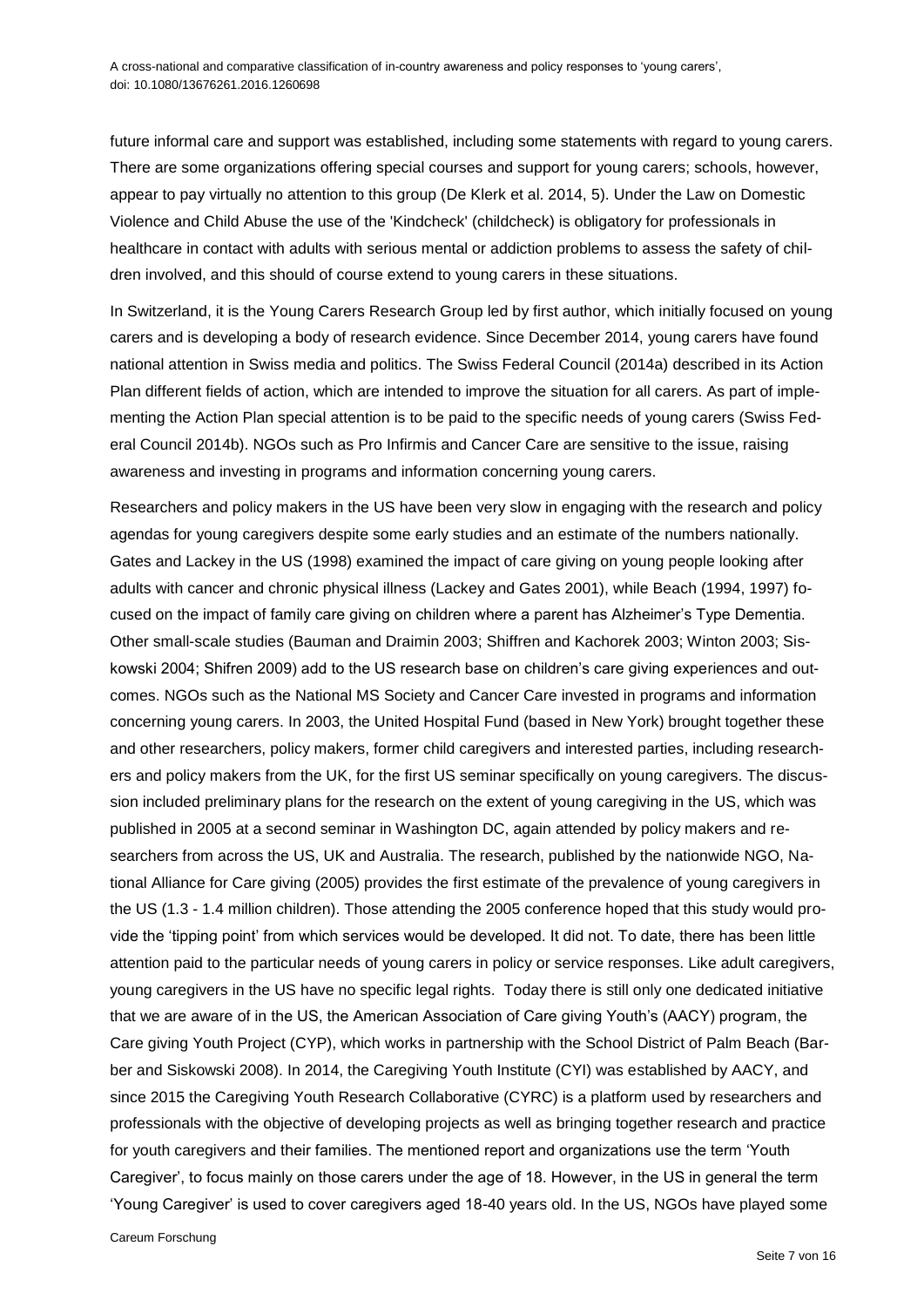future informal care and support was established, including some statements with regard to young carers. There are some organizations offering special courses and support for young carers; schools, however, appear to pay virtually no attention to this group (De Klerk et al. 2014, 5). Under the Law on Domestic Violence and Child Abuse the use of the 'Kindcheck' (childcheck) is obligatory for professionals in healthcare in contact with adults with serious mental or addiction problems to assess the safety of children involved, and this should of course extend to young carers in these situations.

In Switzerland, it is the Young Carers Research Group led by first author, which initially focused on young carers and is developing a body of research evidence. Since December 2014, young carers have found national attention in Swiss media and politics. The Swiss Federal Council (2014a) described in its Action Plan different fields of action, which are intended to improve the situation for all carers. As part of implementing the Action Plan special attention is to be paid to the specific needs of young carers (Swiss Federal Council 2014b). NGOs such as Pro Infirmis and Cancer Care are sensitive to the issue, raising awareness and investing in programs and information concerning young carers.

Researchers and policy makers in the US have been very slow in engaging with the research and policy agendas for young caregivers despite some early studies and an estimate of the numbers nationally. Gates and Lackey in the US (1998) examined the impact of care giving on young people looking after adults with cancer and chronic physical illness (Lackey and Gates 2001), while Beach (1994, 1997) focused on the impact of family care giving on children where a parent has Alzheimer's Type Dementia. Other small-scale studies (Bauman and Draimin 2003; Shiffren and Kachorek 2003; Winton 2003; Siskowski 2004; Shifren 2009) add to the US research base on children's care giving experiences and outcomes. NGOs such as the National MS Society and Cancer Care invested in programs and information concerning young carers. In 2003, the United Hospital Fund (based in New York) brought together these and other researchers, policy makers, former child caregivers and interested parties, including researchers and policy makers from the UK, for the first US seminar specifically on young caregivers. The discussion included preliminary plans for the research on the extent of young caregiving in the US, which was published in 2005 at a second seminar in Washington DC, again attended by policy makers and researchers from across the US, UK and Australia. The research, published by the nationwide NGO, National Alliance for Care giving (2005) provides the first estimate of the prevalence of young caregivers in the US (1.3 - 1.4 million children). Those attending the 2005 conference hoped that this study would provide the 'tipping point' from which services would be developed. It did not. To date, there has been little attention paid to the particular needs of young carers in policy or service responses. Like adult caregivers, young caregivers in the US have no specific legal rights. Today there is still only one dedicated initiative that we are aware of in the US, the American Association of Care giving Youth's (AACY) program, the Care giving Youth Project (CYP), which works in partnership with the School District of Palm Beach (Barber and Siskowski 2008). In 2014, the Caregiving Youth Institute (CYI) was established by AACY, and since 2015 the Caregiving Youth Research Collaborative (CYRC) is a platform used by researchers and professionals with the objective of developing projects as well as bringing together research and practice for youth caregivers and their families. The mentioned report and organizations use the term 'Youth Caregiver', to focus mainly on those carers under the age of 18. However, in the US in general the term 'Young Caregiver' is used to cover caregivers aged 18-40 years old. In the US, NGOs have played some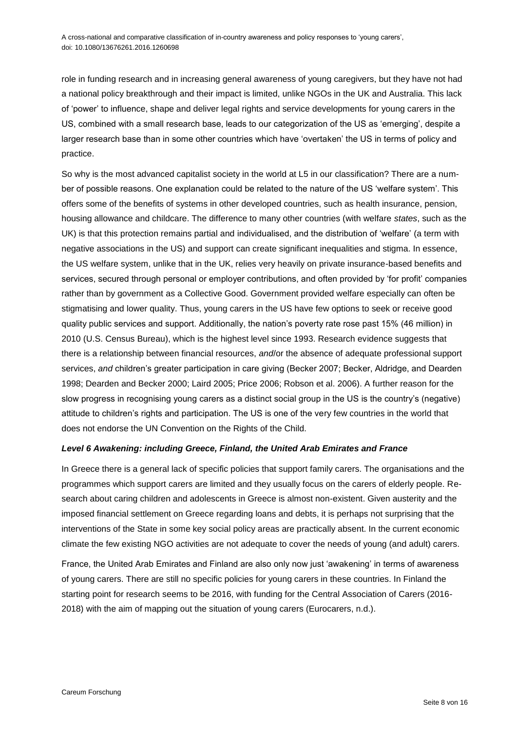role in funding research and in increasing general awareness of young caregivers, but they have not had a national policy breakthrough and their impact is limited, unlike NGOs in the UK and Australia. This lack of 'power' to influence, shape and deliver legal rights and service developments for young carers in the US, combined with a small research base, leads to our categorization of the US as 'emerging', despite a larger research base than in some other countries which have 'overtaken' the US in terms of policy and practice.

So why is the most advanced capitalist society in the world at L5 in our classification? There are a number of possible reasons. One explanation could be related to the nature of the US 'welfare system'. This offers some of the benefits of systems in other developed countries, such as health insurance, pension, housing allowance and childcare. The difference to many other countries (with welfare *states*, such as the UK) is that this protection remains partial and individualised, and the distribution of 'welfare' (a term with negative associations in the US) and support can create significant inequalities and stigma. In essence, the US welfare system, unlike that in the UK, relies very heavily on private insurance-based benefits and services, secured through personal or employer contributions, and often provided by 'for profit' companies rather than by government as a Collective Good. Government provided welfare especially can often be stigmatising and lower quality. Thus, young carers in the US have few options to seek or receive good quality public services and support. Additionally, the nation's poverty rate rose past 15% (46 million) in 2010 (U.S. Census Bureau), which is the highest level since 1993. Research evidence suggests that there is a relationship between financial resources, *and*/or the absence of adequate professional support services, *and* children's greater participation in care giving (Becker 2007; Becker, Aldridge, and Dearden 1998; Dearden and Becker 2000; Laird 2005; Price 2006; Robson et al. 2006). A further reason for the slow progress in recognising young carers as a distinct social group in the US is the country's (negative) attitude to children's rights and participation. The US is one of the very few countries in the world that does not endorse the UN Convention on the Rights of the Child.

***Level 6 Awakening: including Greece, Finland, the United Arab Emirates and France***

In Greece there is a general lack of specific policies that support family carers. The organisations and the programmes which support carers are limited and they usually focus on the carers of elderly people. Research about caring children and adolescents in Greece is almost non-existent. Given austerity and the imposed financial settlement on Greece regarding loans and debts, it is perhaps not surprising that the interventions of the State in some key social policy areas are practically absent. In the current economic climate the few existing NGO activities are not adequate to cover the needs of young (and adult) carers.

France, the United Arab Emirates and Finland are also only now just 'awakening' in terms of awareness of young carers. There are still no specific policies for young carers in these countries. In Finland the starting point for research seems to be 2016, with funding for the Central Association of Carers (2016-2018) with the aim of mapping out the situation of young carers (Eurocarers, n.d.).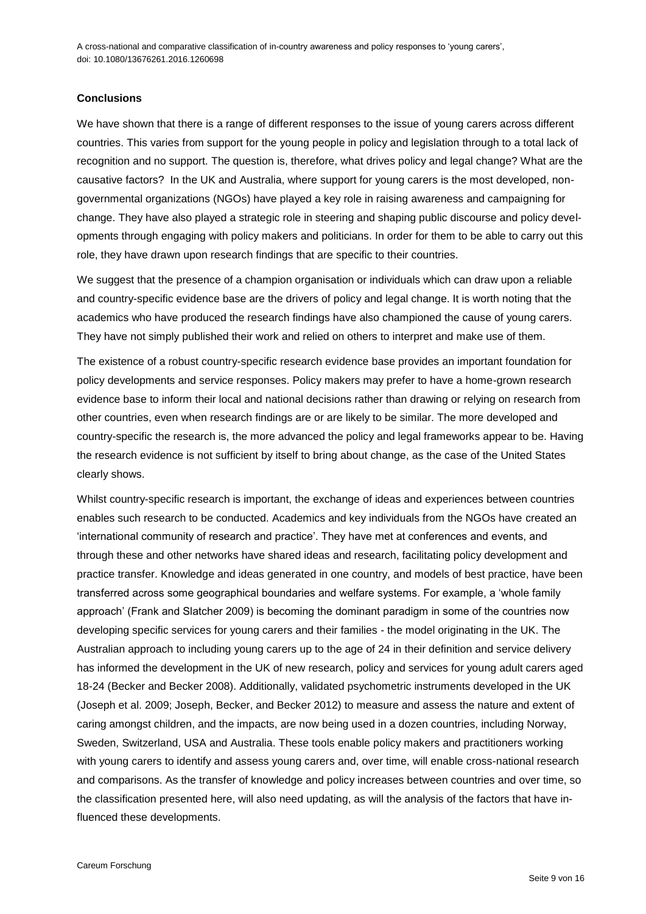## Conclusions

We have shown that there is a range of different responses to the issue of young carers across different countries. This varies from support for the young people in policy and legislation through to a total lack of recognition and no support. The question is, therefore, what drives policy and legal change? What are the causative factors? In the UK and Australia, where support for young carers is the most developed, non-governmental organizations (NGOs) have played a key role in raising awareness and campaigning for change. They have also played a strategic role in steering and shaping public discourse and policy developments through engaging with policy makers and politicians. In order for them to be able to carry out this role, they have drawn upon research findings that are specific to their countries.

We suggest that the presence of a champion organisation or individuals which can draw upon a reliable and country-specific evidence base are the drivers of policy and legal change. It is worth noting that the academics who have produced the research findings have also championed the cause of young carers. They have not simply published their work and relied on others to interpret and make use of them.

The existence of a robust country-specific research evidence base provides an important foundation for policy developments and service responses. Policy makers may prefer to have a home-grown research evidence base to inform their local and national decisions rather than drawing or relying on research from other countries, even when research findings are or are likely to be similar. The more developed and country-specific the research is, the more advanced the policy and legal frameworks appear to be. Having the research evidence is not sufficient by itself to bring about change, as the case of the United States clearly shows.

Whilst country-specific research is important, the exchange of ideas and experiences between countries enables such research to be conducted. Academics and key individuals from the NGOs have created an 'international community of research and practice'. They have met at conferences and events, and through these and other networks have shared ideas and research, facilitating policy development and practice transfer. Knowledge and ideas generated in one country, and models of best practice, have been transferred across some geographical boundaries and welfare systems. For example, a 'whole family approach' (Frank and Slatcher 2009) is becoming the dominant paradigm in some of the countries now developing specific services for young carers and their families - the model originating in the UK. The Australian approach to including young carers up to the age of 24 in their definition and service delivery has informed the development in the UK of new research, policy and services for young adult carers aged 18-24 (Becker and Becker 2008). Additionally, validated psychometric instruments developed in the UK (Joseph et al. 2009; Joseph, Becker, and Becker 2012) to measure and assess the nature and extent of caring amongst children, and the impacts, are now being used in a dozen countries, including Norway, Sweden, Switzerland, USA and Australia. These tools enable policy makers and practitioners working with young carers to identify and assess young carers and, over time, will enable cross-national research and comparisons. As the transfer of knowledge and policy increases between countries and over time, so the classification presented here, will also need updating, as will the analysis of the factors that have influenced these developments.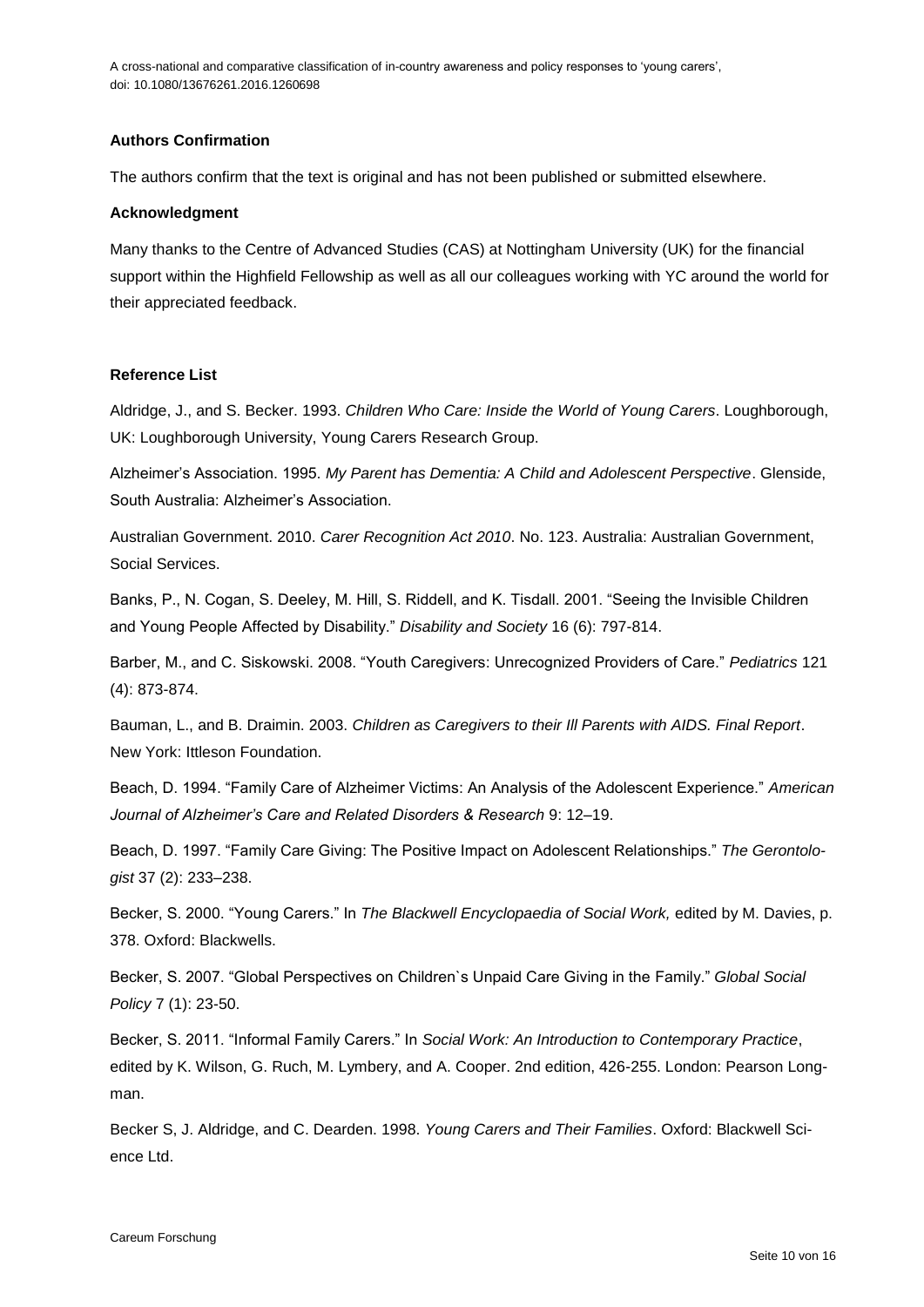**Authors Confirmation**

The authors confirm that the text is original and has not been published or submitted elsewhere.

**Acknowledgment**

Many thanks to the Centre of Advanced Studies (CAS) at Nottingham University (UK) for the financial support within the Highfield Fellowship as well as all our colleagues working with YC around the world for their appreciated feedback.

**Reference List**

Aldridge, J., and S. Becker. 1993. *Children Who Care: Inside the World of Young Carers*. Loughborough, UK: Loughborough University, Young Carers Research Group.

Alzheimer's Association. 1995. *My Parent has Dementia: A Child and Adolescent Perspective*. Glenside, South Australia: Alzheimer's Association.

Australian Government. 2010. *Carer Recognition Act 2010*. No. 123. Australia: Australian Government, Social Services.

Banks, P., N. Cogan, S. Deeley, M. Hill, S. Riddell, and K. Tisdall. 2001. "Seeing the Invisible Children and Young People Affected by Disability." *Disability and Society* 16 (6): 797-814.

Barber, M., and C. Siskowski. 2008. "Youth Caregivers: Unrecognized Providers of Care." *Pediatrics* 121 (4): 873-874.

Bauman, L., and B. Draimin. 2003. *Children as Caregivers to their Ill Parents with AIDS. Final Report*. New York: Ittleson Foundation.

Beach, D. 1994. "Family Care of Alzheimer Victims: An Analysis of the Adolescent Experience." *American Journal of Alzheimer's Care and Related Disorders & Research* 9: 12–19.

Beach, D. 1997. "Family Care Giving: The Positive Impact on Adolescent Relationships." *The Gerontologist* 37 (2): 233–238.

Becker, S. 2000. "Young Carers." In *The Blackwell Encyclopaedia of Social Work,* edited by M. Davies, p. 378. Oxford: Blackwells.

Becker, S. 2007. "Global Perspectives on Children`s Unpaid Care Giving in the Family." *Global Social Policy* 7 (1): 23-50.

Becker, S. 2011. "Informal Family Carers." In *Social Work: An Introduction to Contemporary Practice*, edited by K. Wilson, G. Ruch, M. Lymbery, and A. Cooper. 2nd edition, 426-255. London: Pearson Longman.

Becker S, J. Aldridge, and C. Dearden. 1998. *Young Carers and Their Families*. Oxford: Blackwell Science Ltd.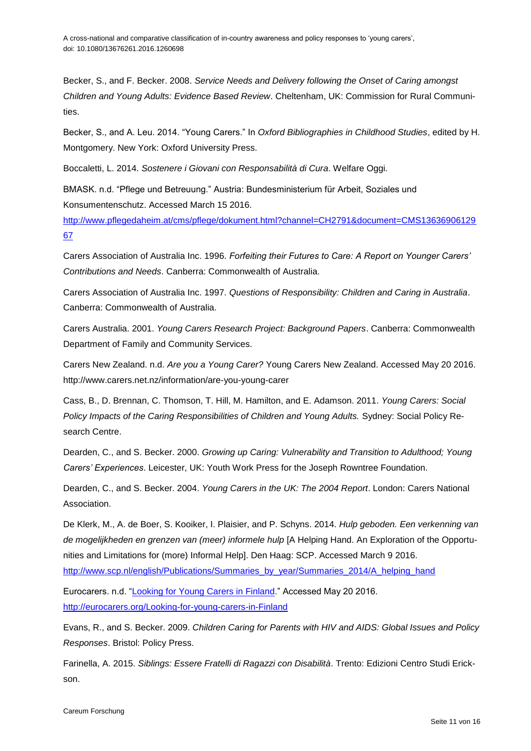Becker, S., and F. Becker. 2008. *Service Needs and Delivery following the Onset of Caring amongst Children and Young Adults: Evidence Based Review*. Cheltenham, UK: Commission for Rural Communities.

Becker, S., and A. Leu. 2014. "Young Carers." In *Oxford Bibliographies in Childhood Studies*, edited by H. Montgomery. New York: Oxford University Press.

Boccaletti, L. 2014. *Sostenere i Giovani con Responsabilità di Cura*. Welfare Oggi.

BMASK. n.d. "Pflege und Betreuung." Austria: Bundesministerium für Arbeit, Soziales und Konsumentenschutz. Accessed March 15 2016. http://www.pflegedaheim.at/cms/pflege/dokument.html?channel=CH2791&document=CMS1363690612967

Carers Association of Australia Inc. 1996. *Forfeiting their Futures to Care: A Report on Younger Carers' Contributions and Needs*. Canberra: Commonwealth of Australia.

Carers Association of Australia Inc. 1997. *Questions of Responsibility: Children and Caring in Australia*. Canberra: Commonwealth of Australia.

Carers Australia. 2001. *Young Carers Research Project: Background Papers*. Canberra: Commonwealth Department of Family and Community Services.

Carers New Zealand. n.d. *Are you a Young Carer?* Young Carers New Zealand. Accessed May 20 2016. http://www.carers.net.nz/information/are-you-young-carer

Cass, B., D. Brennan, C. Thomson, T. Hill, M. Hamilton, and E. Adamson. 2011. *Young Carers: Social Policy Impacts of the Caring Responsibilities of Children and Young Adults.* Sydney: Social Policy Research Centre.

Dearden, C., and S. Becker. 2000. *Growing up Caring: Vulnerability and Transition to Adulthood; Young Carers' Experiences*. Leicester, UK: Youth Work Press for the Joseph Rowntree Foundation.

Dearden, C., and S. Becker. 2004. *Young Carers in the UK: The 2004 Report*. London: Carers National Association.

De Klerk, M., A. de Boer, S. Kooiker, I. Plaisier, and P. Schyns. 2014. *Hulp geboden. Een verkenning van de mogelijkheden en grenzen van (meer) informele hulp* [A Helping Hand. An Exploration of the Opportunities and Limitations for (more) Informal Help]. Den Haag: SCP. Accessed March 9 2016. http://www.scp.nl/english/Publications/Summaries_by_year/Summaries_2014/A_helping_hand

Eurocarers. n.d. "Looking for Young Carers in Finland." Accessed May 20 2016. http://eurocarers.org/Looking-for-young-carers-in-Finland

Evans, R., and S. Becker. 2009. *Children Caring for Parents with HIV and AIDS: Global Issues and Policy Responses*. Bristol: Policy Press.

Farinella, A. 2015. *Siblings: Essere Fratelli di Ragazzi con Disabilità*. Trento: Edizioni Centro Studi Erickson.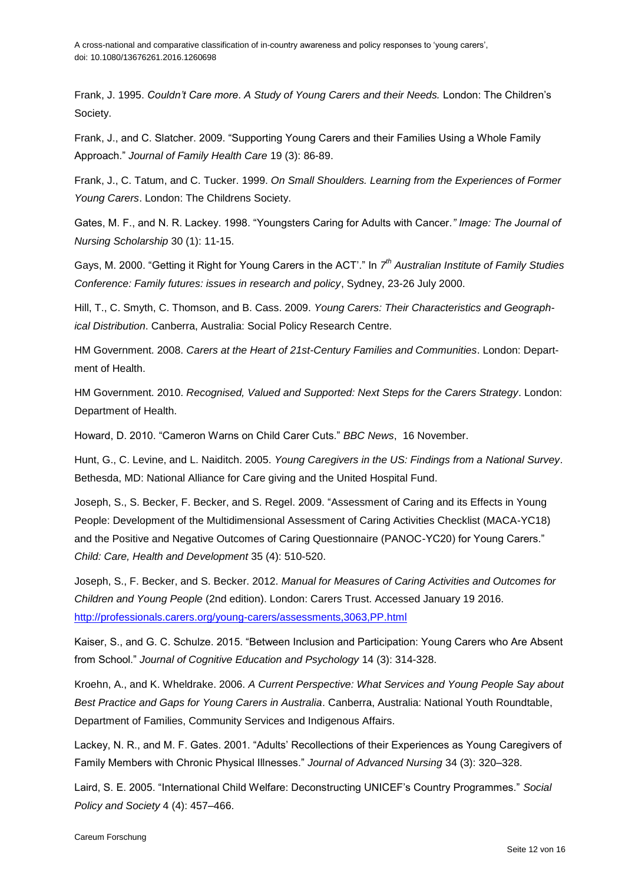Frank, J. 1995. *Couldn't Care more. A Study of Young Carers and their Needs.* London: The Children's Society.

Frank, J., and C. Slatcher. 2009. "Supporting Young Carers and their Families Using a Whole Family Approach." *Journal of Family Health Care* 19 (3): 86-89.

Frank, J., C. Tatum, and C. Tucker. 1999. *On Small Shoulders. Learning from the Experiences of Former Young Carers*. London: The Childrens Society.

Gates, M. F., and N. R. Lackey. 1998. "Youngsters Caring for Adults with Cancer.*" Image: The Journal of Nursing Scholarship* 30 (1): 11-15.

Gays, M. 2000. "Getting it Right for Young Carers in the ACT'." In *7th Australian Institute of Family Studies Conference: Family futures: issues in research and policy*, Sydney, 23-26 July 2000.

Hill, T., C. Smyth, C. Thomson, and B. Cass. 2009. *Young Carers: Their Characteristics and Geographical Distribution*. Canberra, Australia: Social Policy Research Centre.

HM Government. 2008. *Carers at the Heart of 21st-Century Families and Communities*. London: Department of Health.

HM Government. 2010. *Recognised, Valued and Supported: Next Steps for the Carers Strategy*. London: Department of Health.

Howard, D. 2010. "Cameron Warns on Child Carer Cuts." *BBC News*, 16 November.

Hunt, G., C. Levine, and L. Naiditch. 2005. *Young Caregivers in the US: Findings from a National Survey*. Bethesda, MD: National Alliance for Care giving and the United Hospital Fund.

Joseph, S., S. Becker, F. Becker, and S. Regel. 2009. "Assessment of Caring and its Effects in Young People: Development of the Multidimensional Assessment of Caring Activities Checklist (MACA-YC18) and the Positive and Negative Outcomes of Caring Questionnaire (PANOC-YC20) for Young Carers." *Child: Care, Health and Development* 35 (4): 510-520.

Joseph, S., F. Becker, and S. Becker. 2012. *Manual for Measures of Caring Activities and Outcomes for Children and Young People* (2nd edition). London: Carers Trust. Accessed January 19 2016. http://professionals.carers.org/young-carers/assessments,3063,PP.html

Kaiser, S., and G. C. Schulze. 2015. "Between Inclusion and Participation: Young Carers who Are Absent from School." *Journal of Cognitive Education and Psychology* 14 (3): 314-328.

Kroehn, A., and K. Wheldrake. 2006. *A Current Perspective: What Services and Young People Say about Best Practice and Gaps for Young Carers in Australia*. Canberra, Australia: National Youth Roundtable, Department of Families, Community Services and Indigenous Affairs.

Lackey, N. R., and M. F. Gates. 2001. "Adults' Recollections of their Experiences as Young Caregivers of Family Members with Chronic Physical Illnesses." *Journal of Advanced Nursing* 34 (3): 320–328.

Laird, S. E. 2005. "International Child Welfare: Deconstructing UNICEF's Country Programmes." *Social Policy and Society* 4 (4): 457–466.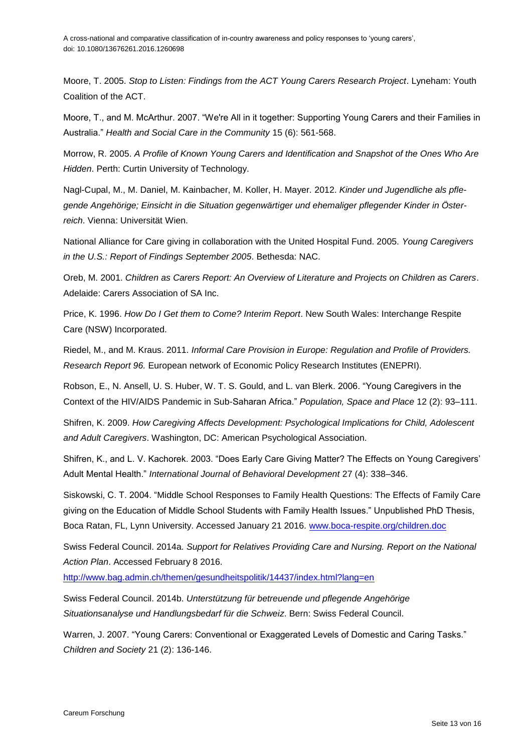Moore, T. 2005. *Stop to Listen: Findings from the ACT Young Carers Research Project*. Lyneham: Youth Coalition of the ACT.

Moore, T., and M. McArthur. 2007. "We're All in it together: Supporting Young Carers and their Families in Australia." *Health and Social Care in the Community* 15 (6): 561-568.

Morrow, R. 2005. *A Profile of Known Young Carers and Identification and Snapshot of the Ones Who Are Hidden*. Perth: Curtin University of Technology.

Nagl-Cupal, M., M. Daniel, M. Kainbacher, M. Koller, H. Mayer. 2012. *Kinder und Jugendliche als pflegende Angehörige; Einsicht in die Situation gegenwärtiger und ehemaliger pflegender Kinder in Österreich*. Vienna: Universität Wien.

National Alliance for Care giving in collaboration with the United Hospital Fund. 2005. *Young Caregivers in the U.S.: Report of Findings September 2005*. Bethesda: NAC.

Oreb, M. 2001. *Children as Carers Report: An Overview of Literature and Projects on Children as Carers*. Adelaide: Carers Association of SA Inc.

Price, K. 1996. *How Do I Get them to Come? Interim Report*. New South Wales: Interchange Respite Care (NSW) Incorporated.

Riedel, M., and M. Kraus. 2011. *Informal Care Provision in Europe: Regulation and Profile of Providers. Research Report 96.* European network of Economic Policy Research Institutes (ENEPRI).

Robson, E., N. Ansell, U. S. Huber, W. T. S. Gould, and L. van Blerk. 2006. "Young Caregivers in the Context of the HIV/AIDS Pandemic in Sub-Saharan Africa." *Population, Space and Place* 12 (2): 93–111.

Shifren, K. 2009. *How Caregiving Affects Development: Psychological Implications for Child, Adolescent and Adult Caregivers*. Washington, DC: American Psychological Association.

Shifren, K., and L. V. Kachorek. 2003. "Does Early Care Giving Matter? The Effects on Young Caregivers' Adult Mental Health." *International Journal of Behavioral Development* 27 (4): 338–346.

Siskowski, C. T. 2004. "Middle School Responses to Family Health Questions: The Effects of Family Care giving on the Education of Middle School Students with Family Health Issues." Unpublished PhD Thesis, Boca Ratan, FL, Lynn University. Accessed January 21 2016. www.boca-respite.org/children.doc

Swiss Federal Council. 2014a. *Support for Relatives Providing Care and Nursing. Report on the National Action Plan*. Accessed February 8 2016. http://www.bag.admin.ch/themen/gesundheitspolitik/14437/index.html?lang=en

Swiss Federal Council. 2014b. *Unterstützung für betreuende und pflegende Angehörige Situationsanalyse und Handlungsbedarf für die Schweiz*. Bern: Swiss Federal Council.

Warren, J. 2007. "Young Carers: Conventional or Exaggerated Levels of Domestic and Caring Tasks." *Children and Society* 21 (2): 136-146.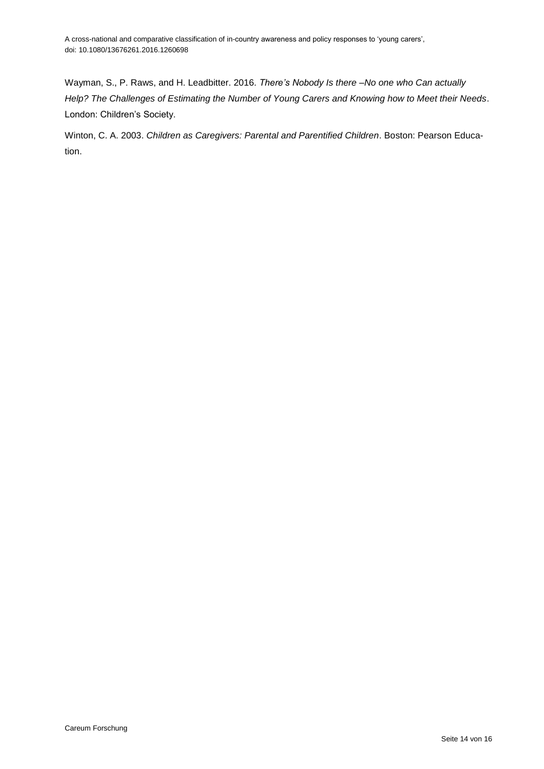Wayman, S., P. Raws, and H. Leadbitter. 2016. *There's Nobody Is there –No one who Can actually Help? The Challenges of Estimating the Number of Young Carers and Knowing how to Meet their Needs*. London: Children's Society.

Winton, C. A. 2003. *Children as Caregivers: Parental and Parentified Children*. Boston: Pearson Education.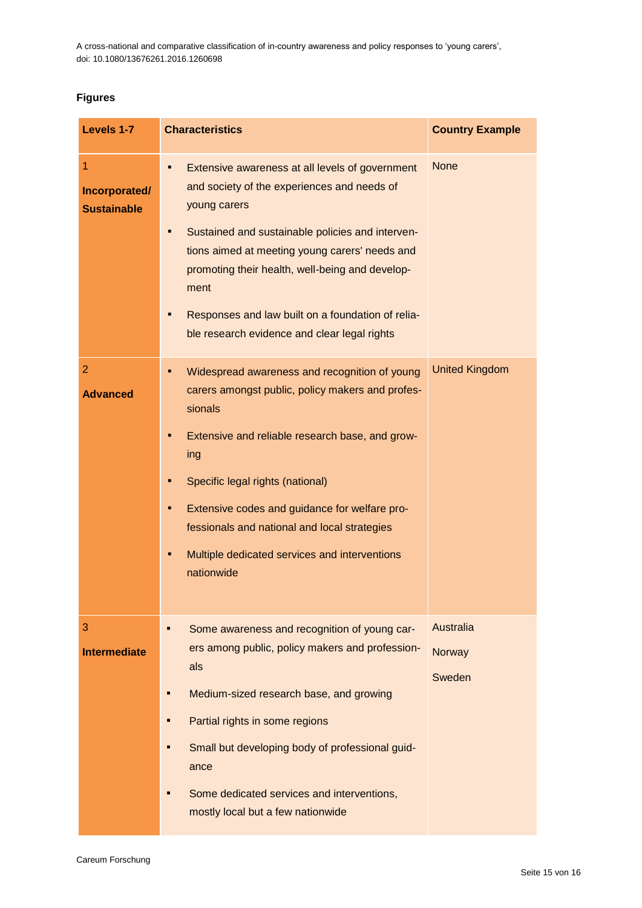## Figures

| Levels 1-7 | Characteristics | Country Example |
|---|---|---|
| 1 **Incorporated/ Sustainable** | ▪ Extensive awareness at all levels of government and society of the experiences and needs of young carers<br>▪ Sustained and sustainable policies and interventions aimed at meeting young carers' needs and promoting their health, well-being and development<br>▪ Responses and law built on a foundation of reliable research evidence and clear legal rights | None |
| 2 **Advanced** | ▪ Widespread awareness and recognition of young carers amongst public, policy makers and professionals<br>▪ Extensive and reliable research base, and growing<br>▪ Specific legal rights (national)<br>▪ Extensive codes and guidance for welfare professionals and national and local strategies<br>▪ Multiple dedicated services and interventions nationwide | United Kingdom |
| 3 **Intermediate** | ▪ Some awareness and recognition of young carers among public, policy makers and professionals<br>▪ Medium-sized research base, and growing<br>▪ Partial rights in some regions<br>▪ Small but developing body of professional guidance<br>▪ Some dedicated services and interventions, mostly local but a few nationwide | Australia<br>Norway<br>Sweden |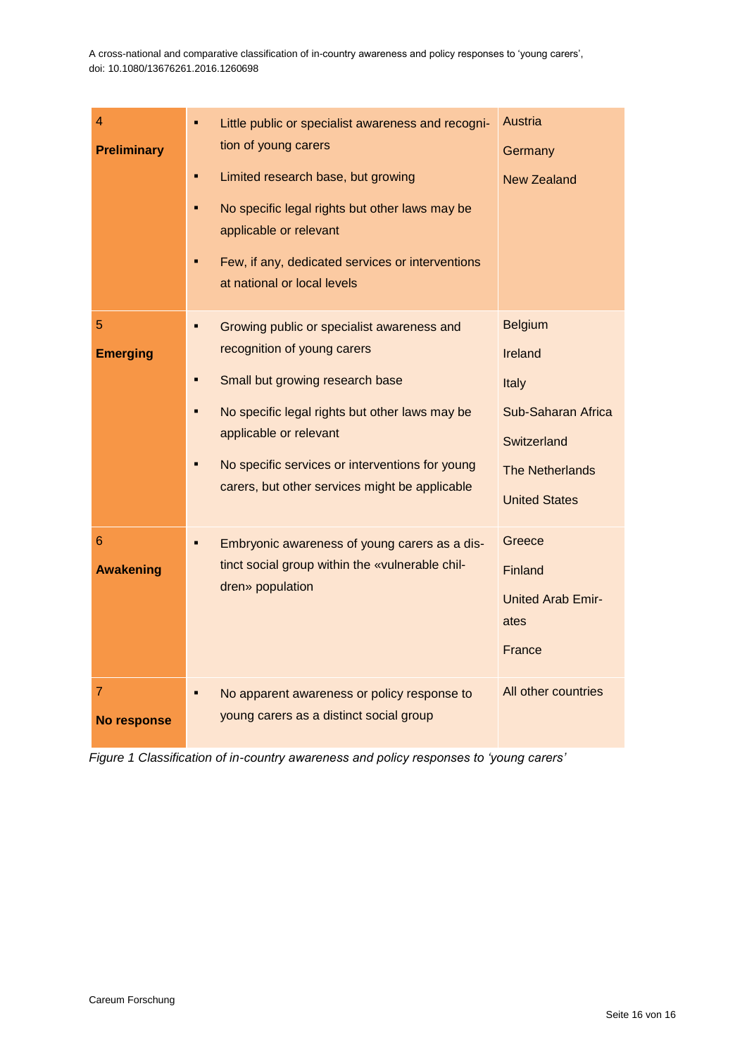| | | |
|---|---|---|
| 4 **Preliminary** | ▪ Little public or specialist awareness and recognition of young carers<br>▪ Limited research base, but growing<br>▪ No specific legal rights but other laws may be applicable or relevant<br>▪ Few, if any, dedicated services or interventions at national or local levels | Austria<br>Germany<br>New Zealand |
| 5 **Emerging** | ▪ Growing public or specialist awareness and recognition of young carers<br>▪ Small but growing research base<br>▪ No specific legal rights but other laws may be applicable or relevant<br>▪ No specific services or interventions for young carers, but other services might be applicable | Belgium<br>Ireland<br>Italy<br>Sub-Saharan Africa<br>Switzerland<br>The Netherlands<br>United States |
| 6 **Awakening** | ▪ Embryonic awareness of young carers as a distinct social group within the «vulnerable children» population | Greece<br>Finland<br>United Arab Emirates<br>France |
| 7 **No response** | ▪ No apparent awareness or policy response to young carers as a distinct social group | All other countries |

*Figure 1 Classification of in-country awareness and policy responses to 'young carers'*